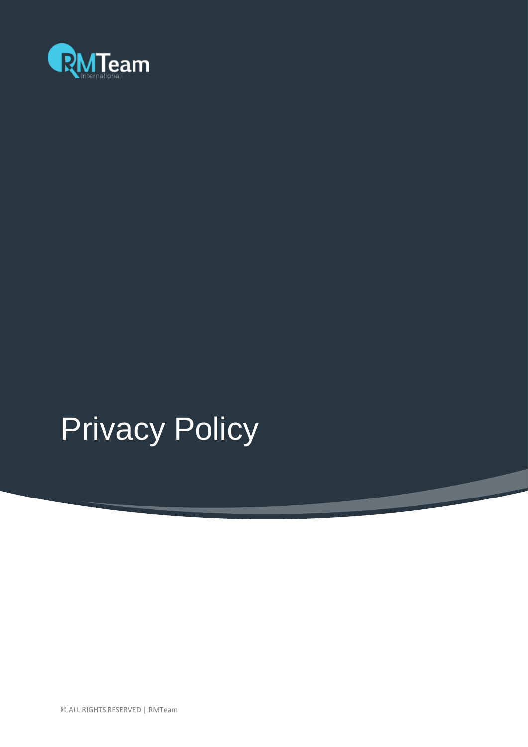RMTeam International

# Privacy Policy

© ALL RIGHTS RESERVED | RMTeam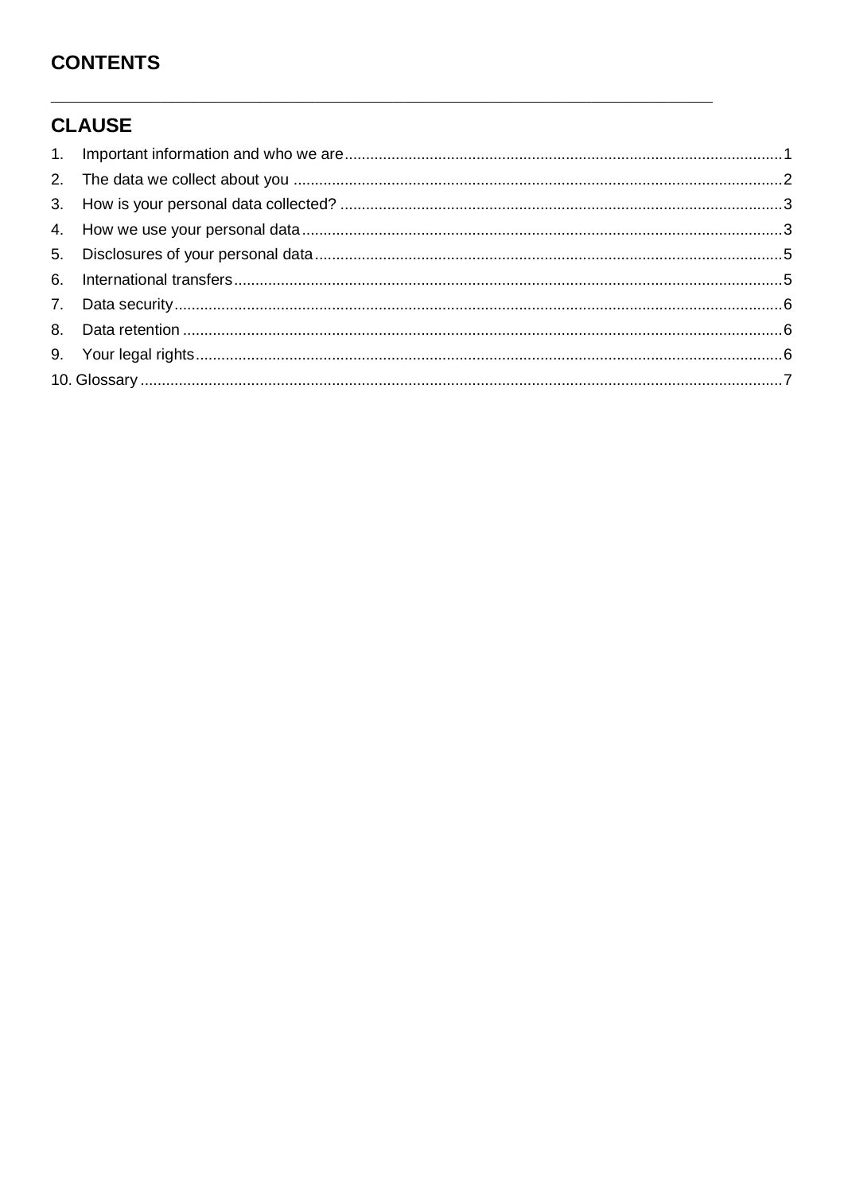# CONTENTS

---

## CLAUSE

1. Important information and who we are......1
2. The data we collect about you......2
3. How is your personal data collected?......3
4. How we use your personal data......3
5. Disclosures of your personal data......5
6. International transfers......5
7. Data security......6
8. Data retention......6
9. Your legal rights......6
10. Glossary......7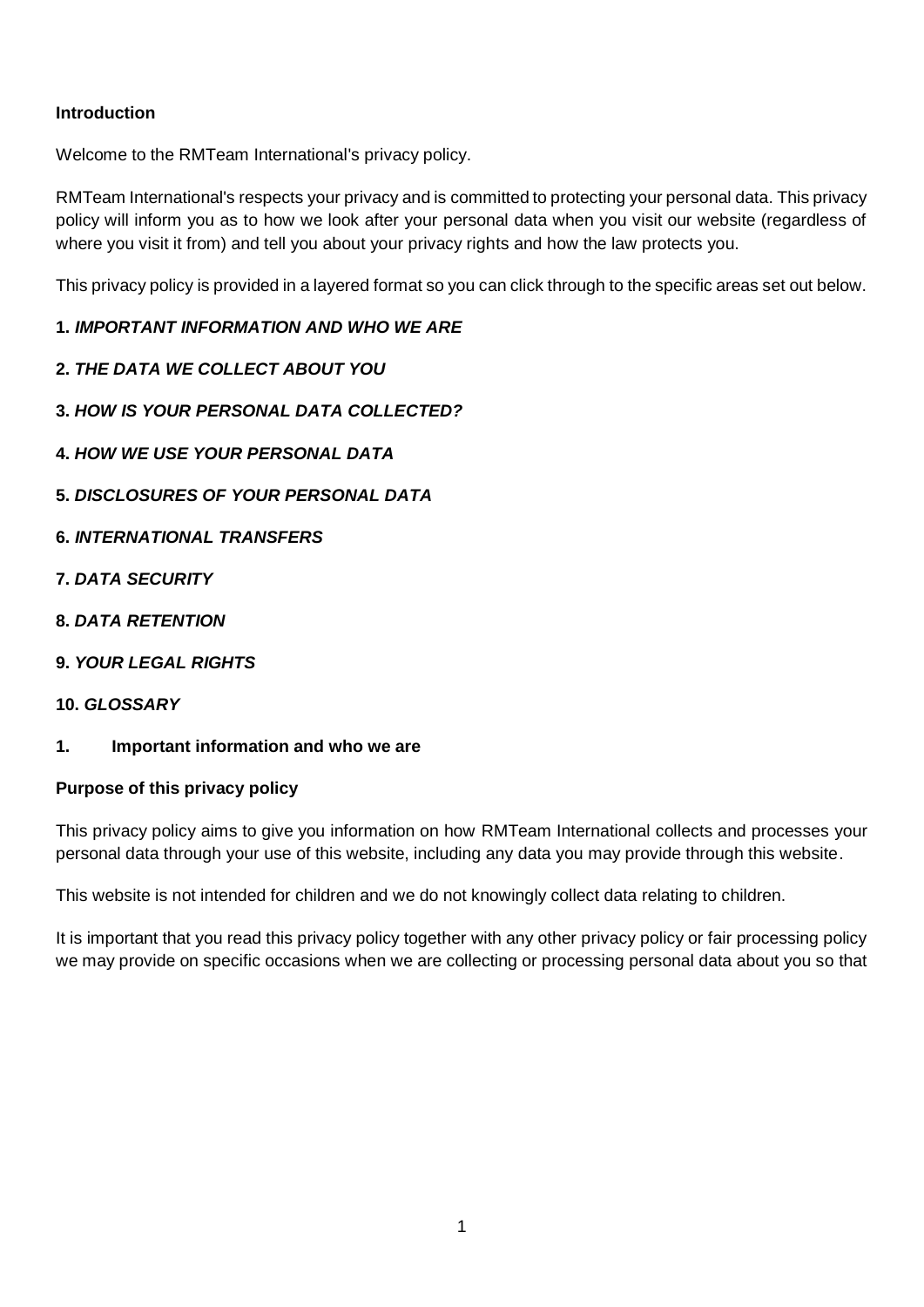**Introduction**

Welcome to the RMTeam International's privacy policy.

RMTeam International's respects your privacy and is committed to protecting your personal data. This privacy policy will inform you as to how we look after your personal data when you visit our website (regardless of where you visit it from) and tell you about your privacy rights and how the law protects you.

This privacy policy is provided in a layered format so you can click through to the specific areas set out below.

**1.** ***IMPORTANT INFORMATION AND WHO WE ARE***

**2.** ***THE DATA WE COLLECT ABOUT YOU***

**3.** ***HOW IS YOUR PERSONAL DATA COLLECTED?***

**4.** ***HOW WE USE YOUR PERSONAL DATA***

**5.** ***DISCLOSURES OF YOUR PERSONAL DATA***

**6.** ***INTERNATIONAL TRANSFERS***

**7.** ***DATA SECURITY***

**8.** ***DATA RETENTION***

**9.** ***YOUR LEGAL RIGHTS***

**10.** ***GLOSSARY***

## 1. Important information and who we are

**Purpose of this privacy policy**

This privacy policy aims to give you information on how RMTeam International collects and processes your personal data through your use of this website, including any data you may provide through this website.

This website is not intended for children and we do not knowingly collect data relating to children.

It is important that you read this privacy policy together with any other privacy policy or fair processing policy we may provide on specific occasions when we are collecting or processing personal data about you so that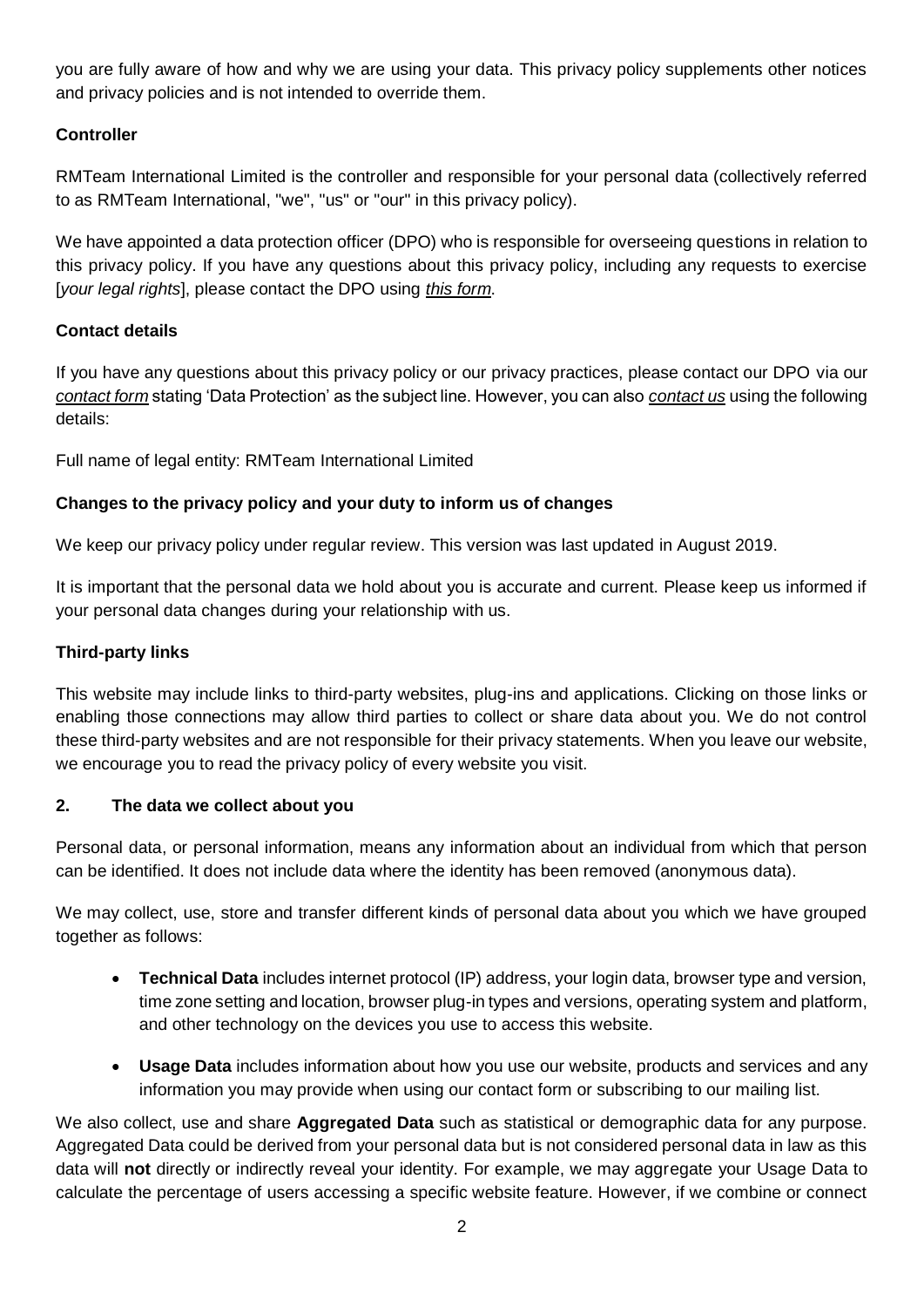you are fully aware of how and why we are using your data. This privacy policy supplements other notices and privacy policies and is not intended to override them.

**Controller**

RMTeam International Limited is the controller and responsible for your personal data (collectively referred to as RMTeam International, "we", "us" or "our" in this privacy policy).

We have appointed a data protection officer (DPO) who is responsible for overseeing questions in relation to this privacy policy. If you have any questions about this privacy policy, including any requests to exercise [*your legal rights*], please contact the DPO using *this form.*

**Contact details**

If you have any questions about this privacy policy or our privacy practices, please contact our DPO via our *contact form* stating 'Data Protection' as the subject line. However, you can also *contact us* using the following details:

Full name of legal entity: RMTeam International Limited

**Changes to the privacy policy and your duty to inform us of changes**

We keep our privacy policy under regular review. This version was last updated in August 2019.

It is important that the personal data we hold about you is accurate and current. Please keep us informed if your personal data changes during your relationship with us.

**Third-party links**

This website may include links to third-party websites, plug-ins and applications. Clicking on those links or enabling those connections may allow third parties to collect or share data about you. We do not control these third-party websites and are not responsible for their privacy statements. When you leave our website, we encourage you to read the privacy policy of every website you visit.

## 2. The data we collect about you

Personal data, or personal information, means any information about an individual from which that person can be identified. It does not include data where the identity has been removed (anonymous data).

We may collect, use, store and transfer different kinds of personal data about you which we have grouped together as follows:

- **Technical Data** includes internet protocol (IP) address, your login data, browser type and version, time zone setting and location, browser plug-in types and versions, operating system and platform, and other technology on the devices you use to access this website.
- **Usage Data** includes information about how you use our website, products and services and any information you may provide when using our contact form or subscribing to our mailing list.

We also collect, use and share **Aggregated Data** such as statistical or demographic data for any purpose. Aggregated Data could be derived from your personal data but is not considered personal data in law as this data will **not** directly or indirectly reveal your identity. For example, we may aggregate your Usage Data to calculate the percentage of users accessing a specific website feature. However, if we combine or connect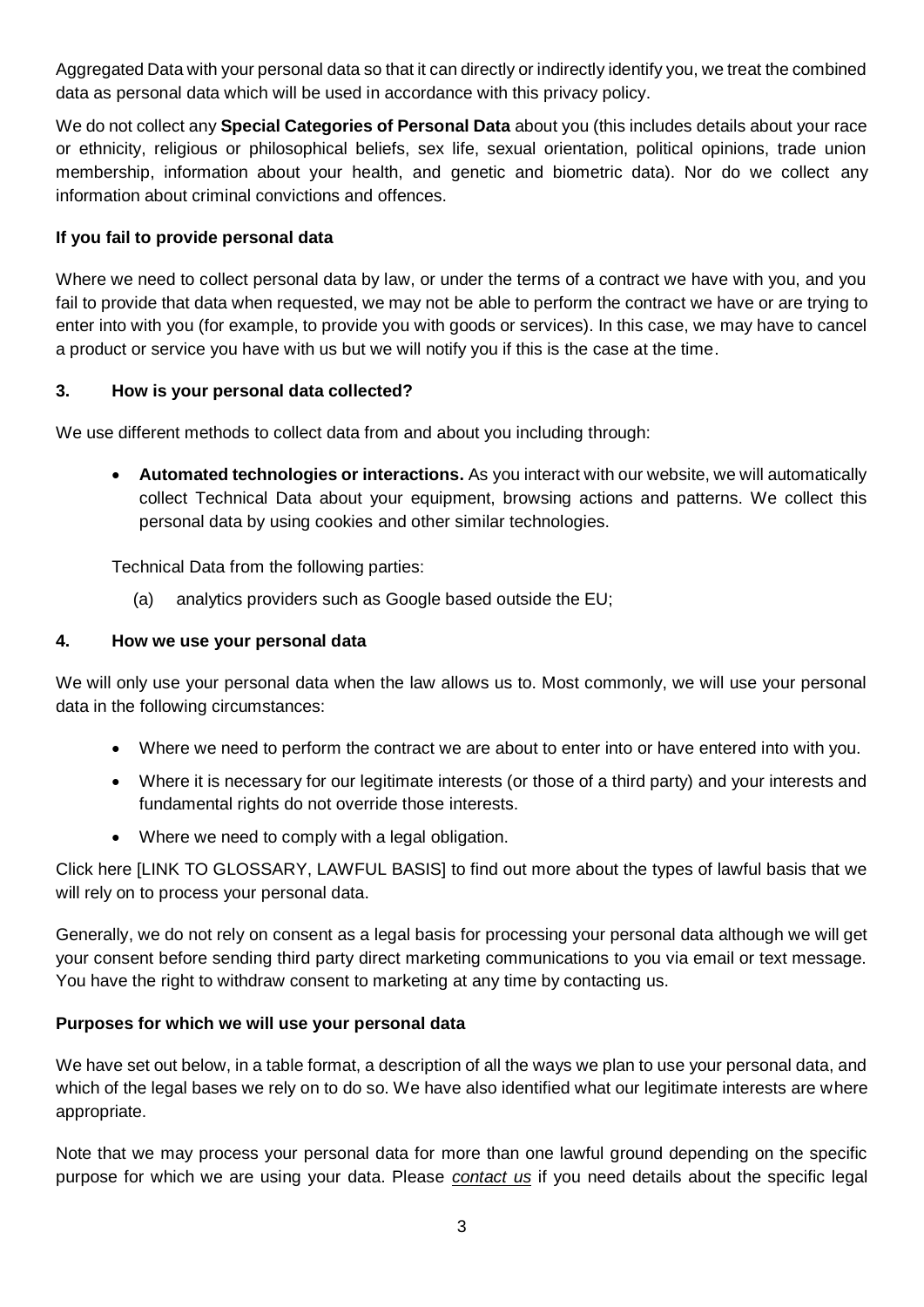Aggregated Data with your personal data so that it can directly or indirectly identify you, we treat the combined data as personal data which will be used in accordance with this privacy policy.

We do not collect any **Special Categories of Personal Data** about you (this includes details about your race or ethnicity, religious or philosophical beliefs, sex life, sexual orientation, political opinions, trade union membership, information about your health, and genetic and biometric data). Nor do we collect any information about criminal convictions and offences.

**If you fail to provide personal data**

Where we need to collect personal data by law, or under the terms of a contract we have with you, and you fail to provide that data when requested, we may not be able to perform the contract we have or are trying to enter into with you (for example, to provide you with goods or services). In this case, we may have to cancel a product or service you have with us but we will notify you if this is the case at the time.

## 3. How is your personal data collected?

We use different methods to collect data from and about you including through:

- **Automated technologies or interactions.** As you interact with our website, we will automatically collect Technical Data about your equipment, browsing actions and patterns. We collect this personal data by using cookies and other similar technologies.

  Technical Data from the following parties:

  (a) analytics providers such as Google based outside the EU;

## 4. How we use your personal data

We will only use your personal data when the law allows us to. Most commonly, we will use your personal data in the following circumstances:

- Where we need to perform the contract we are about to enter into or have entered into with you.
- Where it is necessary for our legitimate interests (or those of a third party) and your interests and fundamental rights do not override those interests.
- Where we need to comply with a legal obligation.

Click here [LINK TO GLOSSARY, LAWFUL BASIS] to find out more about the types of lawful basis that we will rely on to process your personal data.

Generally, we do not rely on consent as a legal basis for processing your personal data although we will get your consent before sending third party direct marketing communications to you via email or text message. You have the right to withdraw consent to marketing at any time by contacting us.

**Purposes for which we will use your personal data**

We have set out below, in a table format, a description of all the ways we plan to use your personal data, and which of the legal bases we rely on to do so. We have also identified what our legitimate interests are where appropriate.

Note that we may process your personal data for more than one lawful ground depending on the specific purpose for which we are using your data. Please *contact us* if you need details about the specific legal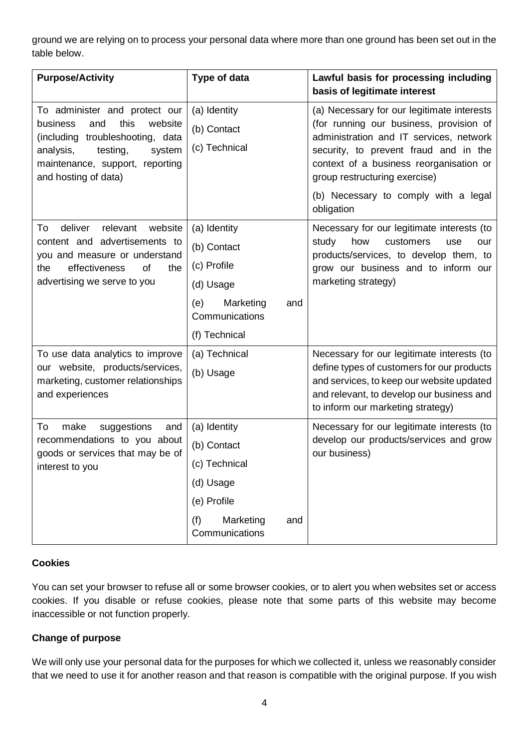ground we are relying on to process your personal data where more than one ground has been set out in the table below.

| Purpose/Activity | Type of data | Lawful basis for processing including basis of legitimate interest |
|---|---|---|
| To administer and protect our business and this website (including troubleshooting, data analysis, testing, system maintenance, support, reporting and hosting of data) | (a) Identity<br>(b) Contact<br>(c) Technical | (a) Necessary for our legitimate interests (for running our business, provision of administration and IT services, network security, to prevent fraud and in the context of a business reorganisation or group restructuring exercise)<br>(b) Necessary to comply with a legal obligation |
| To deliver relevant website content and advertisements to you and measure or understand the effectiveness of the advertising we serve to you | (a) Identity<br>(b) Contact<br>(c) Profile<br>(d) Usage<br>(e) Marketing and Communications<br>(f) Technical | Necessary for our legitimate interests (to study how customers use our products/services, to develop them, to grow our business and to inform our marketing strategy) |
| To use data analytics to improve our website, products/services, marketing, customer relationships and experiences | (a) Technical<br>(b) Usage | Necessary for our legitimate interests (to define types of customers for our products and services, to keep our website updated and relevant, to develop our business and to inform our marketing strategy) |
| To make suggestions and recommendations to you about goods or services that may be of interest to you | (a) Identity<br>(b) Contact<br>(c) Technical<br>(d) Usage<br>(e) Profile<br>(f) Marketing and Communications | Necessary for our legitimate interests (to develop our products/services and grow our business) |

**Cookies**

You can set your browser to refuse all or some browser cookies, or to alert you when websites set or access cookies. If you disable or refuse cookies, please note that some parts of this website may become inaccessible or not function properly.

**Change of purpose**

We will only use your personal data for the purposes for which we collected it, unless we reasonably consider that we need to use it for another reason and that reason is compatible with the original purpose. If you wish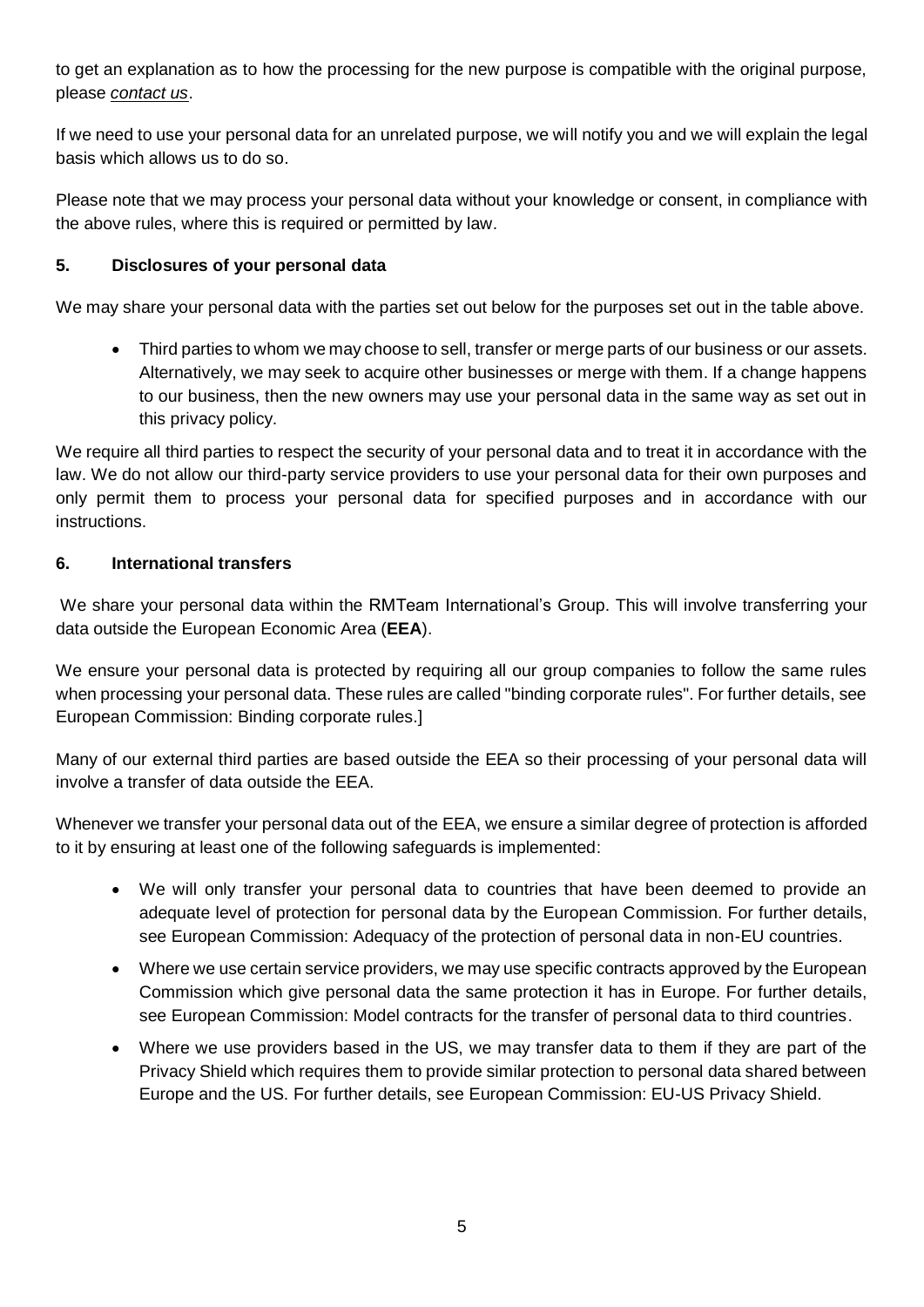to get an explanation as to how the processing for the new purpose is compatible with the original purpose, please *contact us*.

If we need to use your personal data for an unrelated purpose, we will notify you and we will explain the legal basis which allows us to do so.

Please note that we may process your personal data without your knowledge or consent, in compliance with the above rules, where this is required or permitted by law.

## 5. Disclosures of your personal data

We may share your personal data with the parties set out below for the purposes set out in the table above.

- Third parties to whom we may choose to sell, transfer or merge parts of our business or our assets. Alternatively, we may seek to acquire other businesses or merge with them. If a change happens to our business, then the new owners may use your personal data in the same way as set out in this privacy policy.

We require all third parties to respect the security of your personal data and to treat it in accordance with the law. We do not allow our third-party service providers to use your personal data for their own purposes and only permit them to process your personal data for specified purposes and in accordance with our instructions.

## 6. International transfers

We share your personal data within the RMTeam International's Group. This will involve transferring your data outside the European Economic Area (**EEA**).

We ensure your personal data is protected by requiring all our group companies to follow the same rules when processing your personal data. These rules are called "binding corporate rules". For further details, see European Commission: Binding corporate rules.]

Many of our external third parties are based outside the EEA so their processing of your personal data will involve a transfer of data outside the EEA.

Whenever we transfer your personal data out of the EEA, we ensure a similar degree of protection is afforded to it by ensuring at least one of the following safeguards is implemented:

- We will only transfer your personal data to countries that have been deemed to provide an adequate level of protection for personal data by the European Commission. For further details, see European Commission: Adequacy of the protection of personal data in non-EU countries.
- Where we use certain service providers, we may use specific contracts approved by the European Commission which give personal data the same protection it has in Europe. For further details, see European Commission: Model contracts for the transfer of personal data to third countries.
- Where we use providers based in the US, we may transfer data to them if they are part of the Privacy Shield which requires them to provide similar protection to personal data shared between Europe and the US. For further details, see European Commission: EU-US Privacy Shield.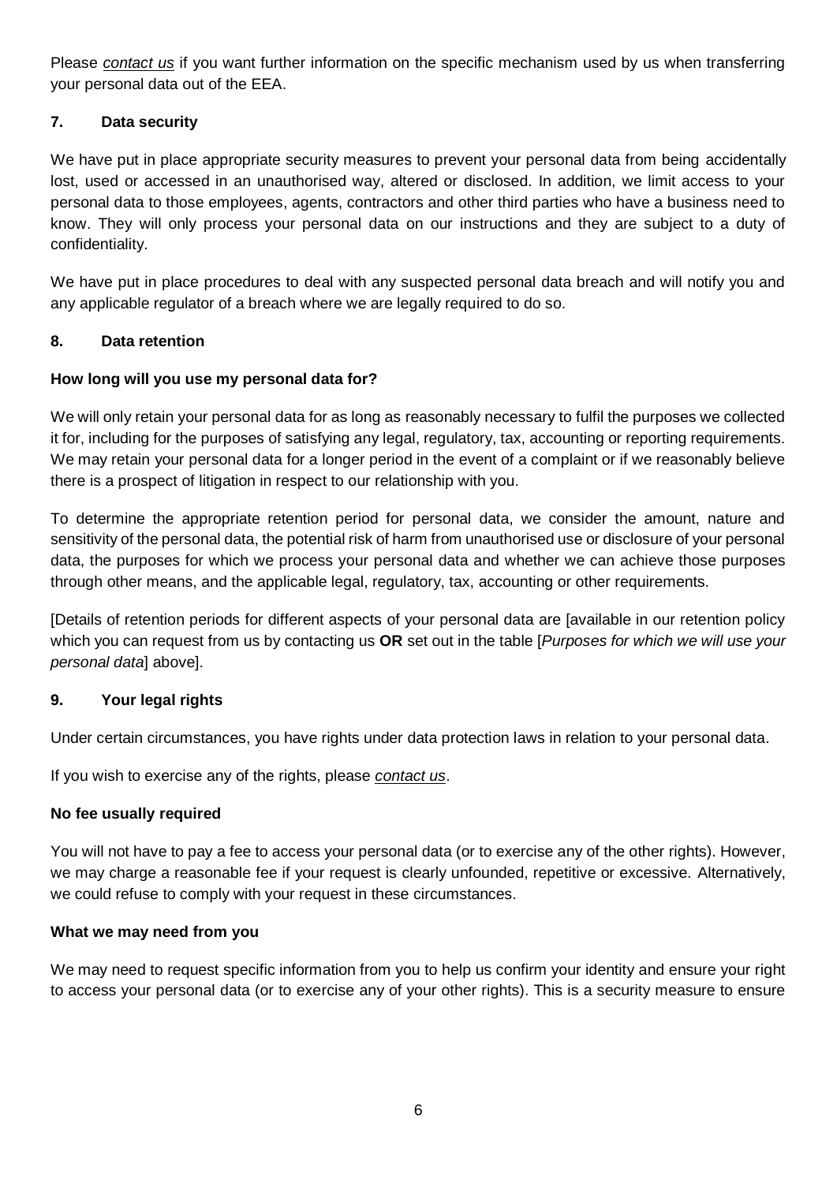Please *contact us* if you want further information on the specific mechanism used by us when transferring your personal data out of the EEA.

## 7. Data security

We have put in place appropriate security measures to prevent your personal data from being accidentally lost, used or accessed in an unauthorised way, altered or disclosed. In addition, we limit access to your personal data to those employees, agents, contractors and other third parties who have a business need to know. They will only process your personal data on our instructions and they are subject to a duty of confidentiality.

We have put in place procedures to deal with any suspected personal data breach and will notify you and any applicable regulator of a breach where we are legally required to do so.

## 8. Data retention

**How long will you use my personal data for?**

We will only retain your personal data for as long as reasonably necessary to fulfil the purposes we collected it for, including for the purposes of satisfying any legal, regulatory, tax, accounting or reporting requirements. We may retain your personal data for a longer period in the event of a complaint or if we reasonably believe there is a prospect of litigation in respect to our relationship with you.

To determine the appropriate retention period for personal data, we consider the amount, nature and sensitivity of the personal data, the potential risk of harm from unauthorised use or disclosure of your personal data, the purposes for which we process your personal data and whether we can achieve those purposes through other means, and the applicable legal, regulatory, tax, accounting or other requirements.

[Details of retention periods for different aspects of your personal data are [available in our retention policy which you can request from us by contacting us **OR** set out in the table [*Purposes for which we will use your personal data*] above].

## 9. Your legal rights

Under certain circumstances, you have rights under data protection laws in relation to your personal data.

If you wish to exercise any of the rights, please *contact us*.

**No fee usually required**

You will not have to pay a fee to access your personal data (or to exercise any of the other rights). However, we may charge a reasonable fee if your request is clearly unfounded, repetitive or excessive. Alternatively, we could refuse to comply with your request in these circumstances.

**What we may need from you**

We may need to request specific information from you to help us confirm your identity and ensure your right to access your personal data (or to exercise any of your other rights). This is a security measure to ensure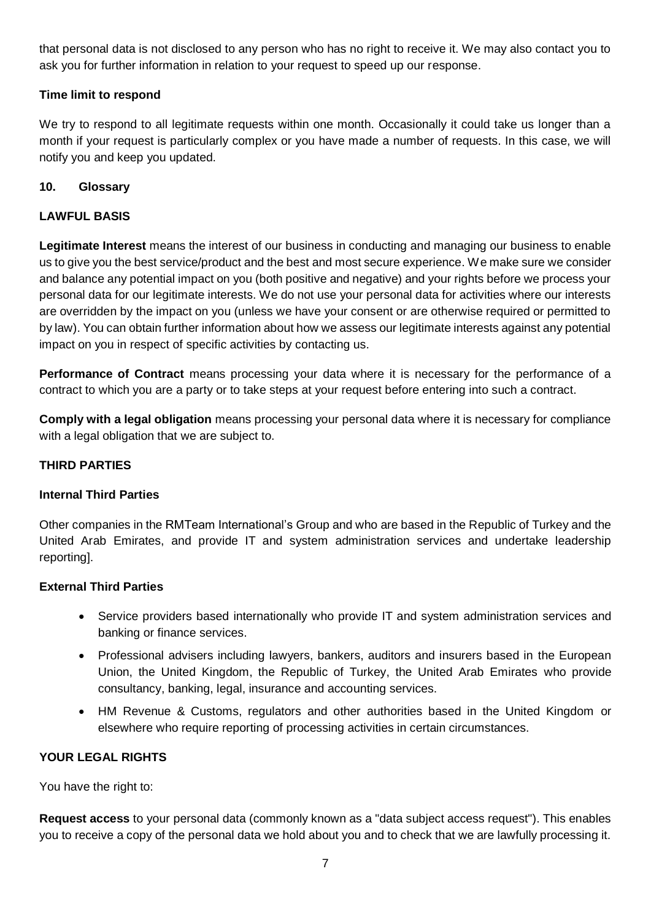that personal data is not disclosed to any person who has no right to receive it. We may also contact you to ask you for further information in relation to your request to speed up our response.

**Time limit to respond**

We try to respond to all legitimate requests within one month. Occasionally it could take us longer than a month if your request is particularly complex or you have made a number of requests. In this case, we will notify you and keep you updated.

## 10. Glossary

**LAWFUL BASIS**

**Legitimate Interest** means the interest of our business in conducting and managing our business to enable us to give you the best service/product and the best and most secure experience. We make sure we consider and balance any potential impact on you (both positive and negative) and your rights before we process your personal data for our legitimate interests. We do not use your personal data for activities where our interests are overridden by the impact on you (unless we have your consent or are otherwise required or permitted to by law). You can obtain further information about how we assess our legitimate interests against any potential impact on you in respect of specific activities by contacting us.

**Performance of Contract** means processing your data where it is necessary for the performance of a contract to which you are a party or to take steps at your request before entering into such a contract.

**Comply with a legal obligation** means processing your personal data where it is necessary for compliance with a legal obligation that we are subject to.

**THIRD PARTIES**

**Internal Third Parties**

Other companies in the RMTeam International's Group and who are based in the Republic of Turkey and the United Arab Emirates, and provide IT and system administration services and undertake leadership reporting].

**External Third Parties**

- Service providers based internationally who provide IT and system administration services and banking or finance services.
- Professional advisers including lawyers, bankers, auditors and insurers based in the European Union, the United Kingdom, the Republic of Turkey, the United Arab Emirates who provide consultancy, banking, legal, insurance and accounting services.
- HM Revenue & Customs, regulators and other authorities based in the United Kingdom or elsewhere who require reporting of processing activities in certain circumstances.

**YOUR LEGAL RIGHTS**

You have the right to:

**Request access** to your personal data (commonly known as a "data subject access request"). This enables you to receive a copy of the personal data we hold about you and to check that we are lawfully processing it.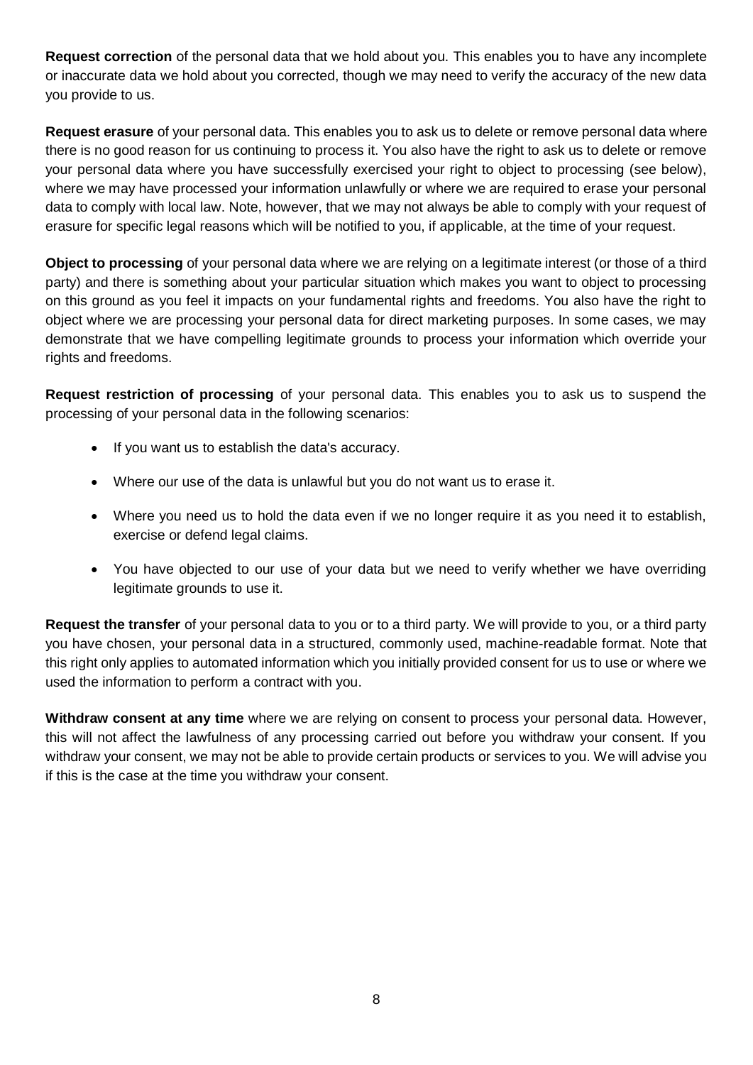**Request correction** of the personal data that we hold about you. This enables you to have any incomplete or inaccurate data we hold about you corrected, though we may need to verify the accuracy of the new data you provide to us.

**Request erasure** of your personal data. This enables you to ask us to delete or remove personal data where there is no good reason for us continuing to process it. You also have the right to ask us to delete or remove your personal data where you have successfully exercised your right to object to processing (see below), where we may have processed your information unlawfully or where we are required to erase your personal data to comply with local law. Note, however, that we may not always be able to comply with your request of erasure for specific legal reasons which will be notified to you, if applicable, at the time of your request.

**Object to processing** of your personal data where we are relying on a legitimate interest (or those of a third party) and there is something about your particular situation which makes you want to object to processing on this ground as you feel it impacts on your fundamental rights and freedoms. You also have the right to object where we are processing your personal data for direct marketing purposes. In some cases, we may demonstrate that we have compelling legitimate grounds to process your information which override your rights and freedoms.

**Request restriction of processing** of your personal data. This enables you to ask us to suspend the processing of your personal data in the following scenarios:

- If you want us to establish the data's accuracy.
- Where our use of the data is unlawful but you do not want us to erase it.
- Where you need us to hold the data even if we no longer require it as you need it to establish, exercise or defend legal claims.
- You have objected to our use of your data but we need to verify whether we have overriding legitimate grounds to use it.

**Request the transfer** of your personal data to you or to a third party. We will provide to you, or a third party you have chosen, your personal data in a structured, commonly used, machine-readable format. Note that this right only applies to automated information which you initially provided consent for us to use or where we used the information to perform a contract with you.

**Withdraw consent at any time** where we are relying on consent to process your personal data. However, this will not affect the lawfulness of any processing carried out before you withdraw your consent. If you withdraw your consent, we may not be able to provide certain products or services to you. We will advise you if this is the case at the time you withdraw your consent.